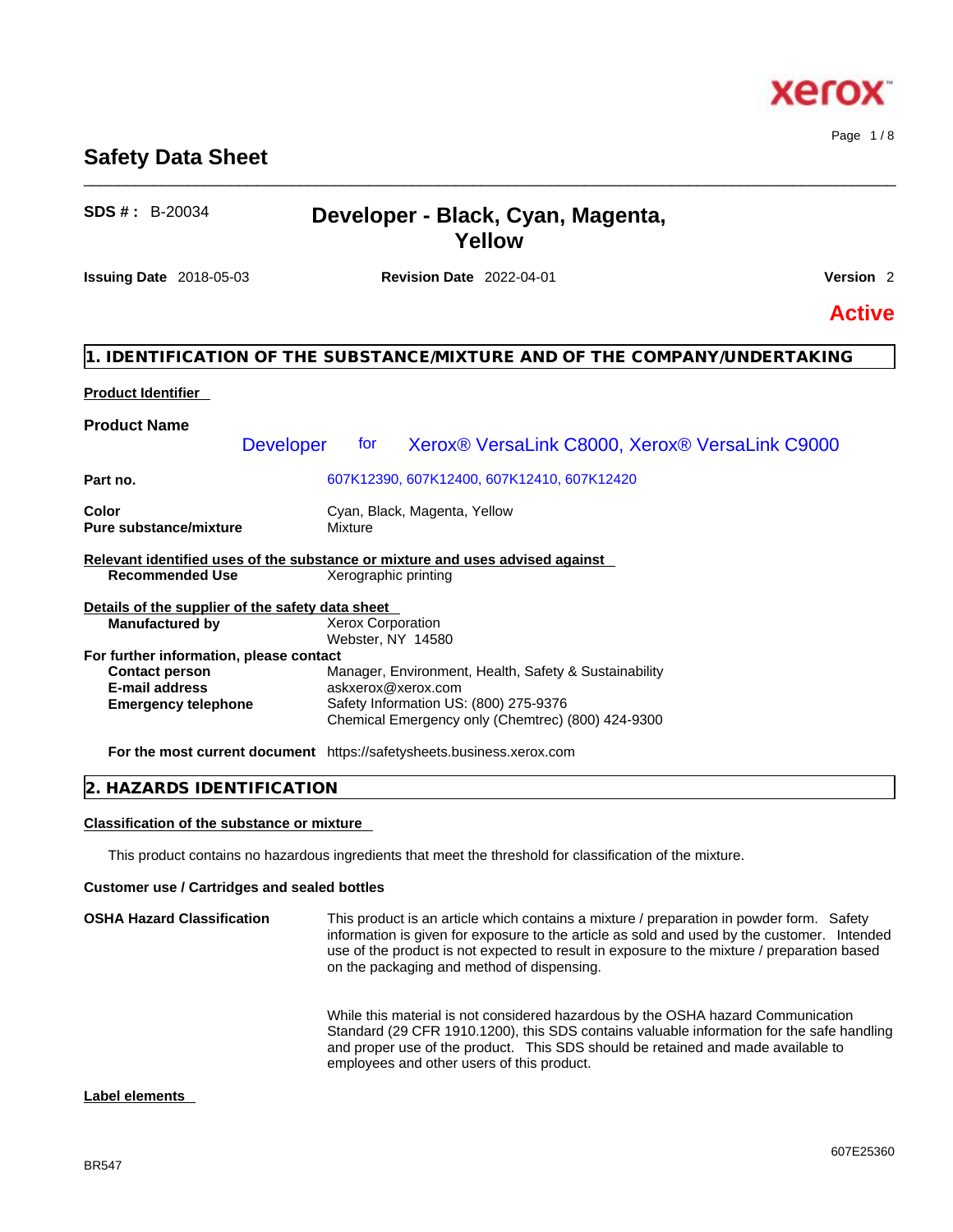# Safety Data Sheet

**SDS # :** B-20034

## Developer - Black, Cyan, Magenta, Yellow

**Issuing Date** 2018-05-03 **Revision Date** 2022-04-01 **Version** 2

**Active**

## 1. IDENTIFICATION OF THE SUBSTANCE/MIXTURE AND OF THE COMPANY/UNDERTAKING

**Product Identifier**

**Product Name**

Developer for Xerox® VersaLink C8000, Xerox® VersaLink C9000

| | |
|---|---|
| **Part no.** | 607K12390, 607K12400, 607K12410, 607K12420 |
| **Color** | Cyan, Black, Magenta, Yellow |
| **Pure substance/mixture** | Mixture |

**Relevant identified uses of the substance or mixture and uses advised against**

| | |
|---|---|
| **Recommended Use** | Xerographic printing |

**Details of the supplier of the safety data sheet**

| | |
|---|---|
| **Manufactured by** | Xerox Corporation<br>Webster, NY 14580 |

**For further information, please contact**

| | |
|---|---|
| **Contact person** | Manager, Environment, Health, Safety & Sustainability |
| **E-mail address** | askxerox@xerox.com |
| **Emergency telephone** | Safety Information US: (800) 275-9376<br>Chemical Emergency only (Chemtrec) (800) 424-9300 |
| **For the most current document** | https://safetysheets.business.xerox.com |

## 2. HAZARDS IDENTIFICATION

**Classification of the substance or mixture**

This product contains no hazardous ingredients that meet the threshold for classification of the mixture.

**Customer use / Cartridges and sealed bottles**

**OSHA Hazard Classification**

This product is an article which contains a mixture / preparation in powder form. Safety information is given for exposure to the article as sold and used by the customer. Intended use of the product is not expected to result in exposure to the mixture / preparation based on the packaging and method of dispensing.

While this material is not considered hazardous by the OSHA hazard Communication Standard (29 CFR 1910.1200), this SDS contains valuable information for the safe handling and proper use of the product. This SDS should be retained and made available to employees and other users of this product.

**Label elements**

BR547

607E25360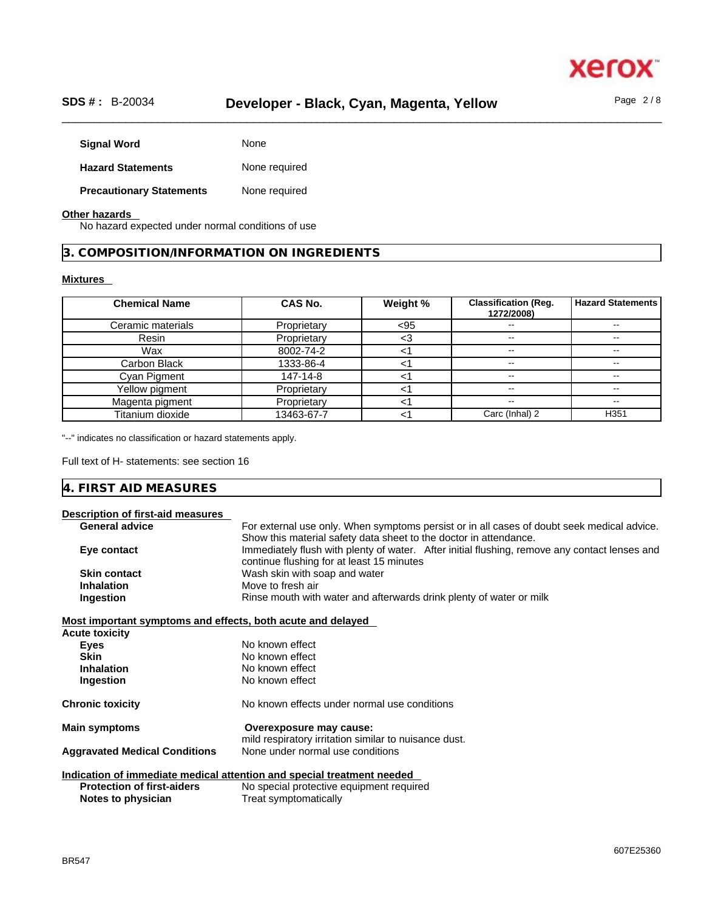**Signal Word** None

**Hazard Statements** None required

**Precautionary Statements** None required

**Other hazards**

No hazard expected under normal conditions of use

## 3. COMPOSITION/INFORMATION ON INGREDIENTS

**Mixtures**

| Chemical Name | CAS No. | Weight % | Classification (Reg. 1272/2008) | Hazard Statements |
|---|---|---|---|---|
| Ceramic materials | Proprietary | <95 | -- | -- |
| Resin | Proprietary | <3 | -- | -- |
| Wax | 8002-74-2 | <1 | -- | -- |
| Carbon Black | 1333-86-4 | <1 | -- | -- |
| Cyan Pigment | 147-14-8 | <1 | -- | -- |
| Yellow pigment | Proprietary | <1 | -- | -- |
| Magenta pigment | Proprietary | <1 | -- | -- |
| Titanium dioxide | 13463-67-7 | <1 | Carc (Inhal) 2 | H351 |

"--" indicates no classification or hazard statements apply.

Full text of H- statements: see section 16

## 4. FIRST AID MEASURES

**Description of first-aid measures**

**General advice** For external use only. When symptoms persist or in all cases of doubt seek medical advice. Show this material safety data sheet to the doctor in attendance.

**Eye contact** Immediately flush with plenty of water. After initial flushing, remove any contact lenses and continue flushing for at least 15 minutes

**Skin contact** Wash skin with soap and water

**Inhalation** Move to fresh air

**Ingestion** Rinse mouth with water and afterwards drink plenty of water or milk

**Most important symptoms and effects, both acute and delayed**

**Acute toxicity**

**Eyes** No known effect

**Skin** No known effect

**Inhalation** No known effect

**Ingestion** No known effect

**Chronic toxicity** No known effects under normal use conditions

**Main symptoms** **Overexposure may cause:** mild respiratory irritation similar to nuisance dust.

**Aggravated Medical Conditions** None under normal use conditions

**Indication of immediate medical attention and special treatment needed**

**Protection of first-aiders** No special protective equipment required

**Notes to physician** Treat symptomatically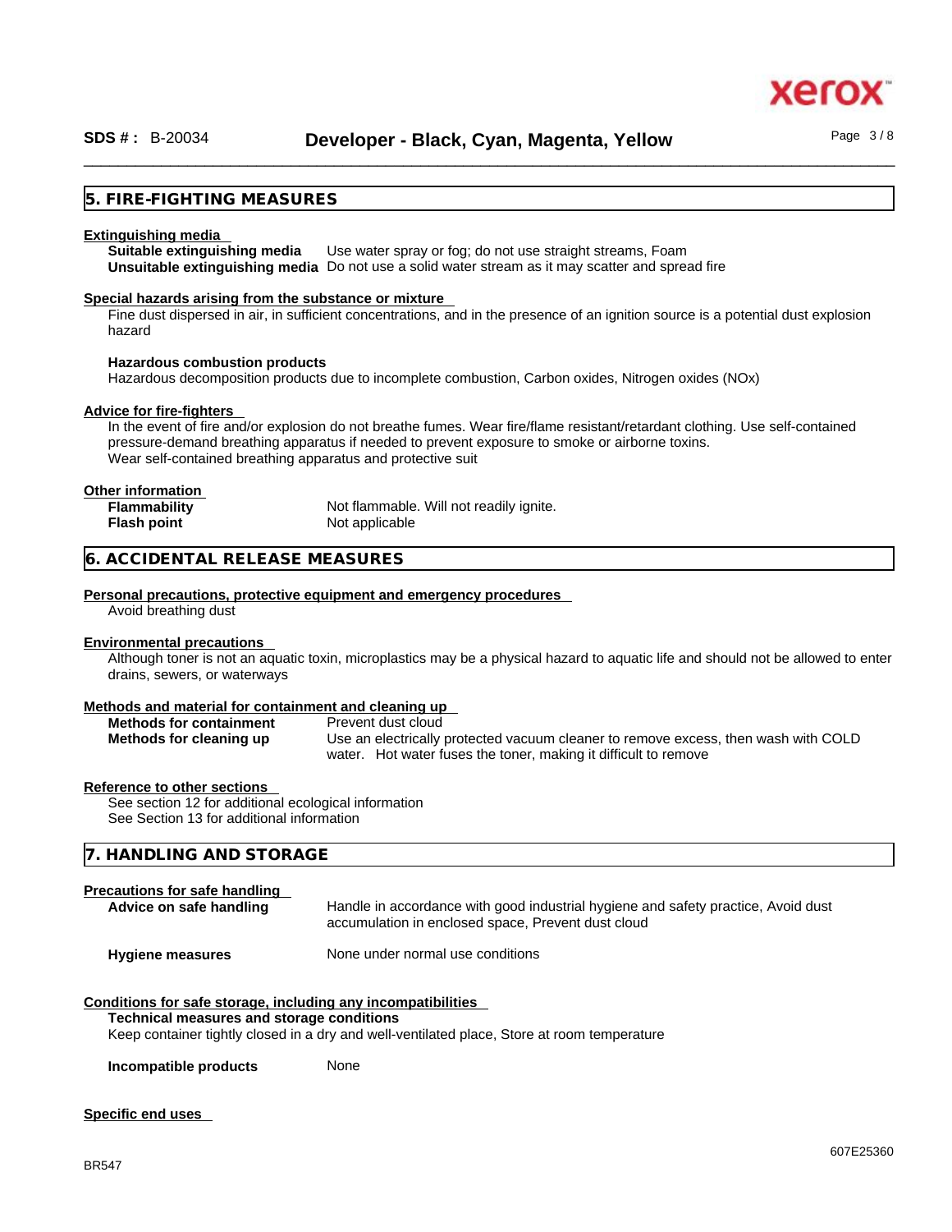## 5. FIRE-FIGHTING MEASURES

**Extinguishing media**

**Suitable extinguishing media** Use water spray or fog; do not use straight streams, Foam

**Unsuitable extinguishing media** Do not use a solid water stream as it may scatter and spread fire

**Special hazards arising from the substance or mixture**

Fine dust dispersed in air, in sufficient concentrations, and in the presence of an ignition source is a potential dust explosion hazard

**Hazardous combustion products**

Hazardous decomposition products due to incomplete combustion, Carbon oxides, Nitrogen oxides (NOx)

**Advice for fire-fighters**

In the event of fire and/or explosion do not breathe fumes. Wear fire/flame resistant/retardant clothing. Use self-contained pressure-demand breathing apparatus if needed to prevent exposure to smoke or airborne toxins.
Wear self-contained breathing apparatus and protective suit

**Other information**

**Flammability** Not flammable. Will not readily ignite.

**Flash point** Not applicable

## 6. ACCIDENTAL RELEASE MEASURES

**Personal precautions, protective equipment and emergency procedures**

Avoid breathing dust

**Environmental precautions**

Although toner is not an aquatic toxin, microplastics may be a physical hazard to aquatic life and should not be allowed to enter drains, sewers, or waterways

**Methods and material for containment and cleaning up**

**Methods for containment** Prevent dust cloud

**Methods for cleaning up** Use an electrically protected vacuum cleaner to remove excess, then wash with COLD water. Hot water fuses the toner, making it difficult to remove

**Reference to other sections**

See section 12 for additional ecological information
See Section 13 for additional information

## 7. HANDLING AND STORAGE

**Precautions for safe handling**

**Advice on safe handling** Handle in accordance with good industrial hygiene and safety practice, Avoid dust accumulation in enclosed space, Prevent dust cloud

**Hygiene measures** None under normal use conditions

**Conditions for safe storage, including any incompatibilities**

**Technical measures and storage conditions**

Keep container tightly closed in a dry and well-ventilated place, Store at room temperature

**Incompatible products** None

**Specific end uses**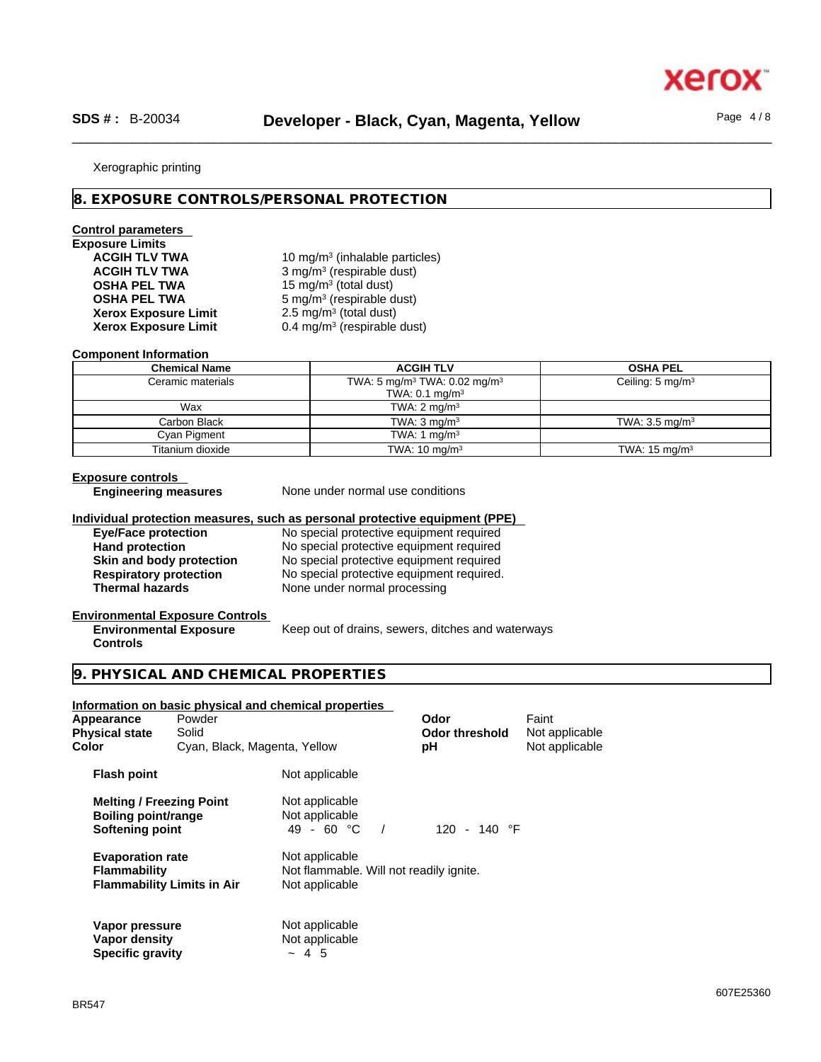Xerographic printing

## 8. EXPOSURE CONTROLS/PERSONAL PROTECTION

**Control parameters**

**Exposure Limits**

| | |
|---|---|
| **ACGIH TLV TWA** | 10 mg/m³ (inhalable particles) |
| **ACGIH TLV TWA** | 3 mg/m³ (respirable dust) |
| **OSHA PEL TWA** | 15 mg/m³ (total dust) |
| **OSHA PEL TWA** | 5 mg/m³ (respirable dust) |
| **Xerox Exposure Limit** | 2.5 mg/m³ (total dust) |
| **Xerox Exposure Limit** | 0.4 mg/m³ (respirable dust) |

**Component Information**

| Chemical Name | ACGIH TLV | OSHA PEL |
|---|---|---|
| Ceramic materials | TWA: 5 mg/m³ TWA: 0.02 mg/m³ TWA: 0.1 mg/m³ | Ceiling: 5 mg/m³ |
| Wax | TWA: 2 mg/m³ | |
| Carbon Black | TWA: 3 mg/m³ | TWA: 3.5 mg/m³ |
| Cyan Pigment | TWA: 1 mg/m³ | |
| Titanium dioxide | TWA: 10 mg/m³ | TWA: 15 mg/m³ |

**Exposure controls**

**Engineering measures** None under normal use conditions

**Individual protection measures, such as personal protective equipment (PPE)**

| | |
|---|---|
| **Eye/Face protection** | No special protective equipment required |
| **Hand protection** | No special protective equipment required |
| **Skin and body protection** | No special protective equipment required |
| **Respiratory protection** | No special protective equipment required. |
| **Thermal hazards** | None under normal processing |

**Environmental Exposure Controls**

**Environmental Exposure Controls** Keep out of drains, sewers, ditches and waterways

## 9. PHYSICAL AND CHEMICAL PROPERTIES

**Information on basic physical and chemical properties**

| | | | |
|---|---|---|---|
| **Appearance** | Powder | **Odor** | Faint |
| **Physical state** | Solid | **Odor threshold** | Not applicable |
| **Color** | Cyan, Black, Magenta, Yellow | **pH** | Not applicable |

| | |
|---|---|
| **Flash point** | Not applicable |
| **Melting / Freezing Point** | Not applicable |
| **Boiling point/range** | Not applicable |
| **Softening point** | 49 - 60 °C / 120 - 140 °F |
| **Evaporation rate** | Not applicable |
| **Flammability** | Not flammable. Will not readily ignite. |
| **Flammability Limits in Air** | Not applicable |
| **Vapor pressure** | Not applicable |
| **Vapor density** | Not applicable |
| **Specific gravity** | ~ 4 5 |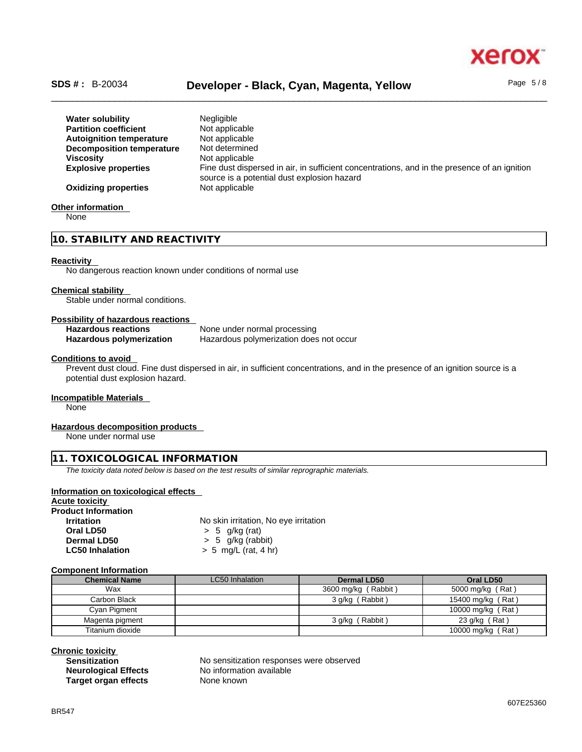| | |
|---|---|
| **Water solubility** | Negligible |
| **Partition coefficient** | Not applicable |
| **Autoignition temperature** | Not applicable |
| **Decomposition temperature** | Not determined |
| **Viscosity** | Not applicable |
| **Explosive properties** | Fine dust dispersed in air, in sufficient concentrations, and in the presence of an ignition source is a potential dust explosion hazard |
| **Oxidizing properties** | Not applicable |

**Other information**

None

## 10. STABILITY AND REACTIVITY

**Reactivity**

No dangerous reaction known under conditions of normal use

**Chemical stability**

Stable under normal conditions.

**Possibility of hazardous reactions**

| | |
|---|---|
| **Hazardous reactions** | None under normal processing |
| **Hazardous polymerization** | Hazardous polymerization does not occur |

**Conditions to avoid**

Prevent dust cloud. Fine dust dispersed in air, in sufficient concentrations, and in the presence of an ignition source is a potential dust explosion hazard.

**Incompatible Materials**

None

**Hazardous decomposition products**

None under normal use

## 11. TOXICOLOGICAL INFORMATION

*The toxicity data noted below is based on the test results of similar reprographic materials.*

**Information on toxicological effects**

**Acute toxicity**

**Product Information**

| | |
|---|---|
| **Irritation** | No skin irritation, No eye irritation |
| **Oral LD50** | > 5 g/kg (rat) |
| **Dermal LD50** | > 5 g/kg (rabbit) |
| **LC50 Inhalation** | > 5 mg/L (rat, 4 hr) |

**Component Information**

| Chemical Name | LC50 Inhalation | Dermal LD50 | Oral LD50 |
|---|---|---|---|
| Wax | | 3600 mg/kg ( Rabbit ) | 5000 mg/kg ( Rat ) |
| Carbon Black | | 3 g/kg ( Rabbit ) | 15400 mg/kg ( Rat ) |
| Cyan Pigment | | | 10000 mg/kg ( Rat ) |
| Magenta pigment | | 3 g/kg ( Rabbit ) | 23 g/kg ( Rat ) |
| Titanium dioxide | | | 10000 mg/kg ( Rat ) |

**Chronic toxicity**

| | |
|---|---|
| **Sensitization** | No sensitization responses were observed |
| **Neurological Effects** | No information available |
| **Target organ effects** | None known |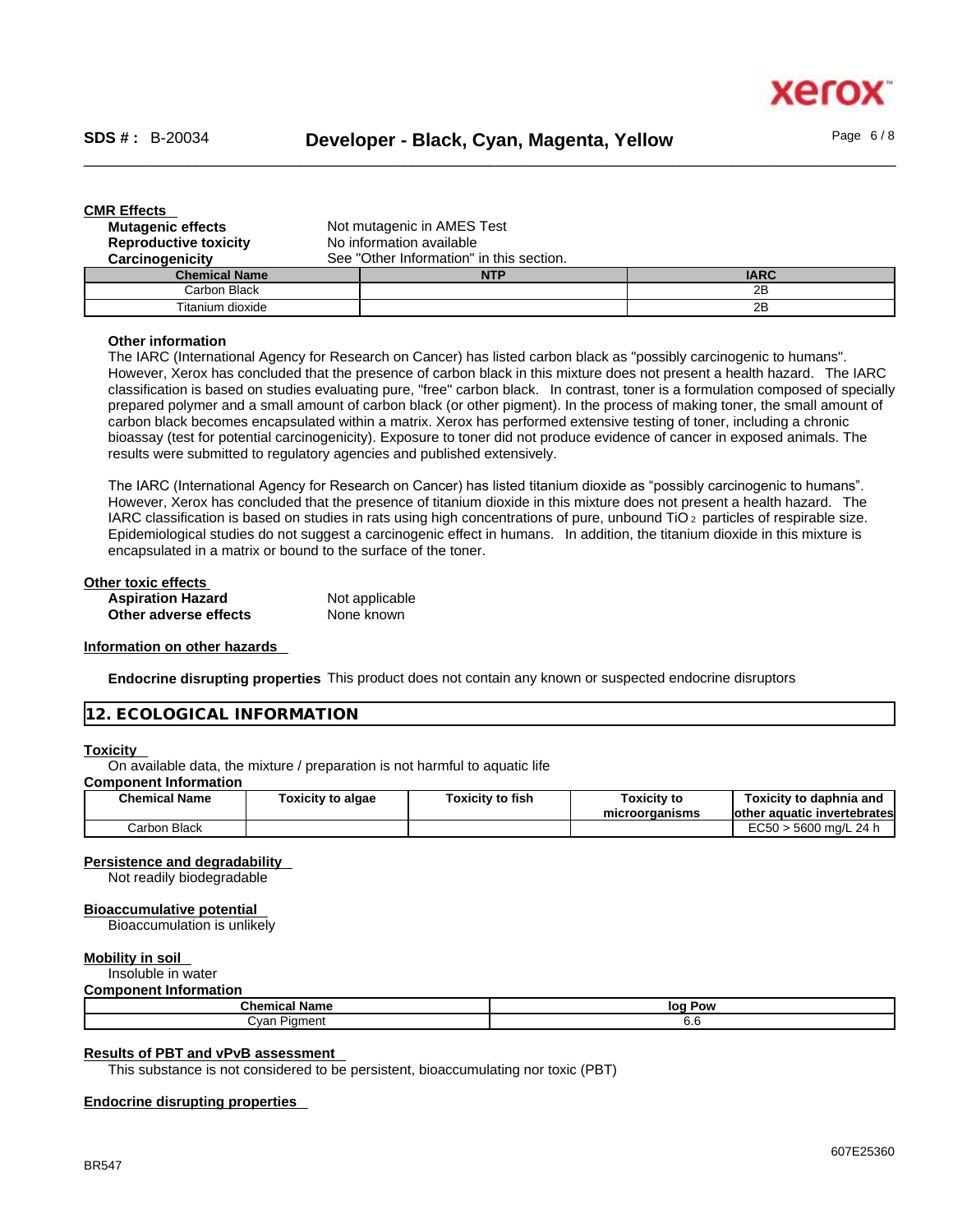#### CMR Effects

**Mutagenic effects** Not mutagenic in AMES Test

**Reproductive toxicity** No information available

**Carcinogenicity** See "Other Information" in this section.

| Chemical Name | NTP | IARC |
|---|---|---|
| Carbon Black | | 2B |
| Titanium dioxide | | 2B |

**Other information**

The IARC (International Agency for Research on Cancer) has listed carbon black as "possibly carcinogenic to humans". However, Xerox has concluded that the presence of carbon black in this mixture does not present a health hazard. The IARC classification is based on studies evaluating pure, "free" carbon black. In contrast, toner is a formulation composed of specially prepared polymer and a small amount of carbon black (or other pigment). In the process of making toner, the small amount of carbon black becomes encapsulated within a matrix. Xerox has performed extensive testing of toner, including a chronic bioassay (test for potential carcinogenicity). Exposure to toner did not produce evidence of cancer in exposed animals. The results were submitted to regulatory agencies and published extensively.

The IARC (International Agency for Research on Cancer) has listed titanium dioxide as “possibly carcinogenic to humans”. However, Xerox has concluded that the presence of titanium dioxide in this mixture does not present a health hazard. The IARC classification is based on studies in rats using high concentrations of pure, unbound $TiO_2$ particles of respirable size. Epidemiological studies do not suggest a carcinogenic effect in humans. In addition, the titanium dioxide in this mixture is encapsulated in a matrix or bound to the surface of the toner.

#### Other toxic effects

**Aspiration Hazard** Not applicable

**Other adverse effects** None known

#### Information on other hazards

**Endocrine disrupting properties** This product does not contain any known or suspected endocrine disruptors

## 12. ECOLOGICAL INFORMATION

#### Toxicity

On available data, the mixture / preparation is not harmful to aquatic life

**Component Information**

| Chemical Name | Toxicity to algae | Toxicity to fish | Toxicity to microorganisms | Toxicity to daphnia and other aquatic invertebrates |
|---|---|---|---|---|
| Carbon Black | | | | EC50 > 5600 mg/L 24 h |

#### Persistence and degradability

Not readily biodegradable

#### Bioaccumulative potential

Bioaccumulation is unlikely

#### Mobility in soil

Insoluble in water

**Component Information**

| Chemical Name | log Pow |
|---|---|
| Cyan Pigment | 6.6 |

#### Results of PBT and vPvB assessment

This substance is not considered to be persistent, bioaccumulating nor toxic (PBT)

#### Endocrine disrupting properties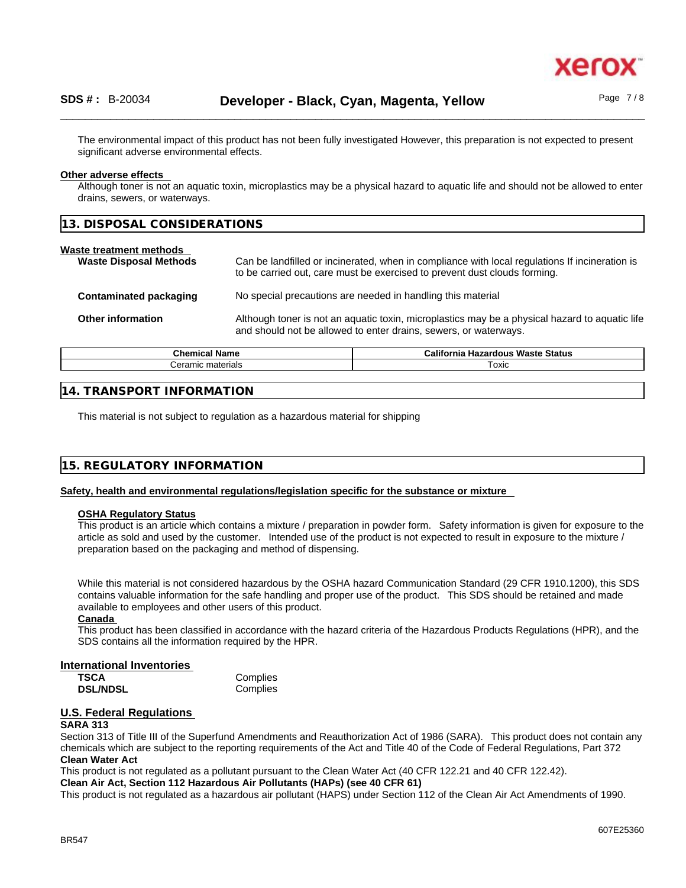The environmental impact of this product has not been fully investigated However, this preparation is not expected to present significant adverse environmental effects.

**Other adverse effects**

Although toner is not an aquatic toxin, microplastics may be a physical hazard to aquatic life and should not be allowed to enter drains, sewers, or waterways.

## 13. DISPOSAL CONSIDERATIONS

**Waste treatment methods**

**Waste Disposal Methods** Can be landfilled or incinerated, when in compliance with local regulations If incineration is to be carried out, care must be exercised to prevent dust clouds forming.

**Contaminated packaging** No special precautions are needed in handling this material

**Other information** Although toner is not an aquatic toxin, microplastics may be a physical hazard to aquatic life and should not be allowed to enter drains, sewers, or waterways.

| Chemical Name | California Hazardous Waste Status |
|---|---|
| Ceramic materials | Toxic |

## 14. TRANSPORT INFORMATION

This material is not subject to regulation as a hazardous material for shipping

## 15. REGULATORY INFORMATION

**Safety, health and environmental regulations/legislation specific for the substance or mixture**

**OSHA Regulatory Status**

This product is an article which contains a mixture / preparation in powder form. Safety information is given for exposure to the article as sold and used by the customer. Intended use of the product is not expected to result in exposure to the mixture / preparation based on the packaging and method of dispensing.

While this material is not considered hazardous by the OSHA hazard Communication Standard (29 CFR 1910.1200), this SDS contains valuable information for the safe handling and proper use of the product. This SDS should be retained and made available to employees and other users of this product.

**Canada**

This product has been classified in accordance with the hazard criteria of the Hazardous Products Regulations (HPR), and the SDS contains all the information required by the HPR.

### International Inventories

**TSCA** Complies
**DSL/NDSL** Complies

### U.S. Federal Regulations

**SARA 313**

Section 313 of Title III of the Superfund Amendments and Reauthorization Act of 1986 (SARA). This product does not contain any chemicals which are subject to the reporting requirements of the Act and Title 40 of the Code of Federal Regulations, Part 372

**Clean Water Act**

This product is not regulated as a pollutant pursuant to the Clean Water Act (40 CFR 122.21 and 40 CFR 122.42).

**Clean Air Act, Section 112 Hazardous Air Pollutants (HAPs) (see 40 CFR 61)**

This product is not regulated as a hazardous air pollutant (HAPS) under Section 112 of the Clean Air Act Amendments of 1990.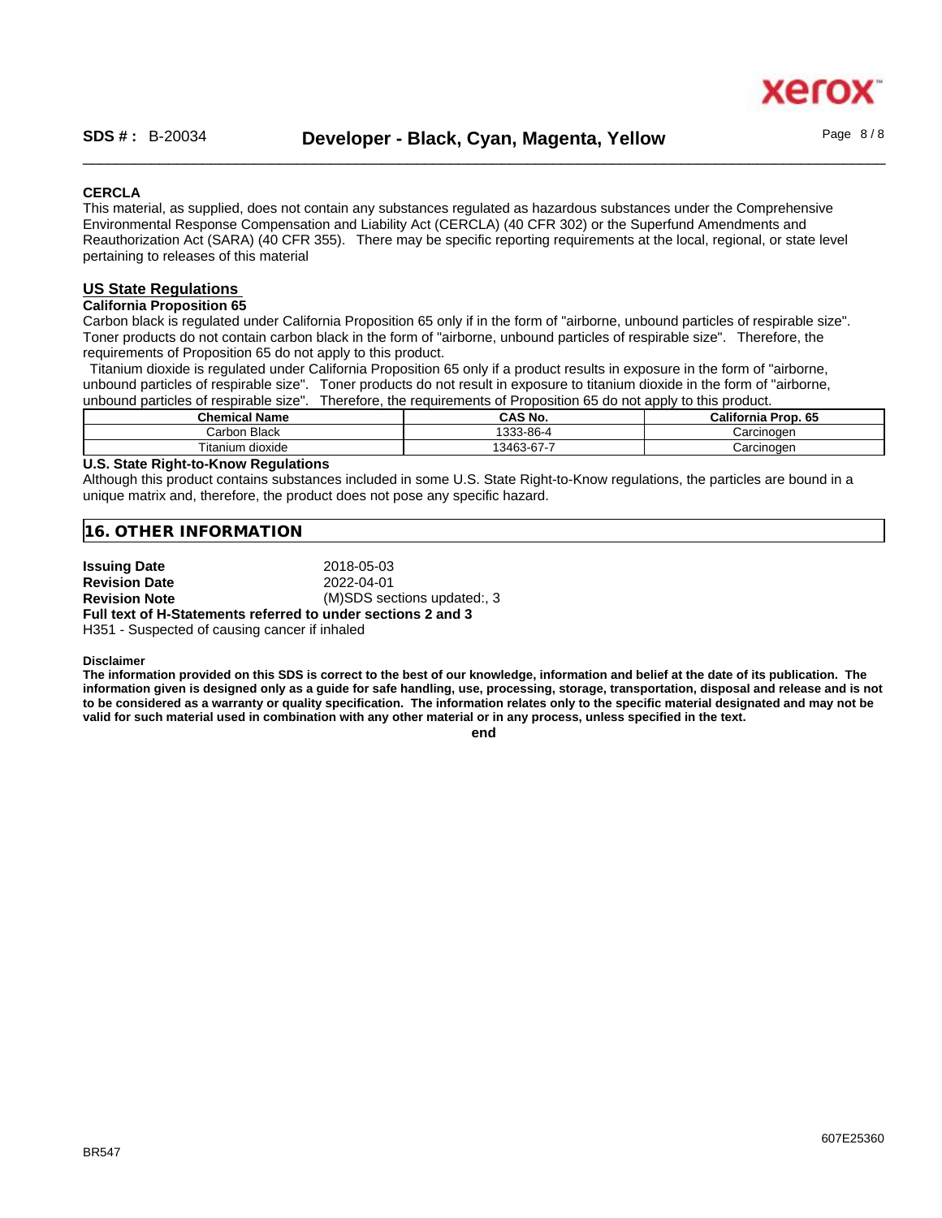### CERCLA

This material, as supplied, does not contain any substances regulated as hazardous substances under the Comprehensive Environmental Response Compensation and Liability Act (CERCLA) (40 CFR 302) or the Superfund Amendments and Reauthorization Act (SARA) (40 CFR 355). There may be specific reporting requirements at the local, regional, or state level pertaining to releases of this material

## US State Regulations

### California Proposition 65

Carbon black is regulated under California Proposition 65 only if in the form of "airborne, unbound particles of respirable size". Toner products do not contain carbon black in the form of "airborne, unbound particles of respirable size". Therefore, the requirements of Proposition 65 do not apply to this product.

Titanium dioxide is regulated under California Proposition 65 only if a product results in exposure in the form of "airborne, unbound particles of respirable size". Toner products do not result in exposure to titanium dioxide in the form of "airborne, unbound particles of respirable size". Therefore, the requirements of Proposition 65 do not apply to this product.

| Chemical Name | CAS No. | California Prop. 65 |
|---|---|---|
| Carbon Black | 1333-86-4 | Carcinogen |
| Titanium dioxide | 13463-67-7 | Carcinogen |

### U.S. State Right-to-Know Regulations

Although this product contains substances included in some U.S. State Right-to-Know regulations, the particles are bound in a unique matrix and, therefore, the product does not pose any specific hazard.

## 16. OTHER INFORMATION

**Issuing Date** 2018-05-03
**Revision Date** 2022-04-01
**Revision Note** (M)SDS sections updated:, 3

**Full text of H-Statements referred to under sections 2 and 3**

H351 - Suspected of causing cancer if inhaled

**Disclaimer**

**The information provided on this SDS is correct to the best of our knowledge, information and belief at the date of its publication. The information given is designed only as a guide for safe handling, use, processing, storage, transportation, disposal and release and is not to be considered as a warranty or quality specification. The information relates only to the specific material designated and may not be valid for such material used in combination with any other material or in any process, unless specified in the text.**

**end**